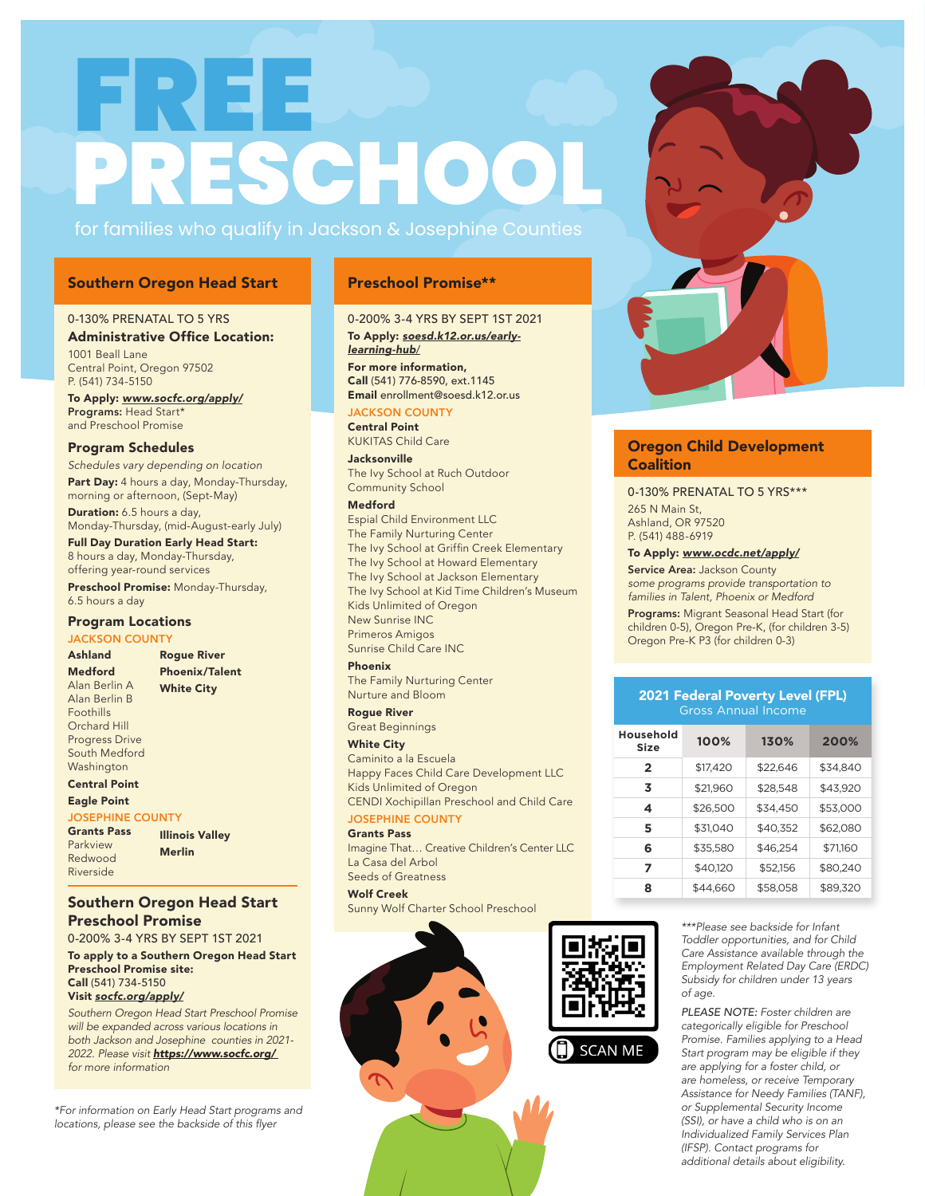# FREE PRESCHOOL

for families who qualify in Jackson & Josephine Counties

## Southern Oregon Head Start

0-130% PRENATAL TO 5 YRS

### Administrative Office Location:

1001 Beall Lane
Central Point, Oregon 97502
P. (541) 734-5150

**To Apply:** ***www.socfc.org/apply/***
**Programs:** Head Start*
and Preschool Promise

### Program Schedules

*Schedules vary depending on location*

**Part Day:** 4 hours a day, Monday-Thursday, morning or afternoon, (Sept-May)

**Duration:** 6.5 hours a day, Monday-Thursday, (mid-August-early July)

**Full Day Duration Early Head Start:** 8 hours a day, Monday-Thursday, offering year-round services

**Preschool Promise:** Monday-Thursday, 6.5 hours a day

### Program Locations

JACKSON COUNTY

**Ashland**

**Medford**
Alan Berlin A
Alan Berlin B
Foothills
Orchard Hill
Progress Drive
South Medford
Washington

**Central Point**

**Eagle Point**

**Rogue River**

**Phoenix/Talent**

**White City**

JOSEPHINE COUNTY

**Grants Pass**
Parkview
Redwood
Riverside

**Illinois Valley**

**Merlin**

## Southern Oregon Head Start Preschool Promise

0-200% 3-4 YRS BY SEPT 1ST 2021

**To apply to a Southern Oregon Head Start Preschool Promise site:**
**Call** (541) 734-5150
**Visit** ***socfc.org/apply/***

*Southern Oregon Head Start Preschool Promise will be expanded across various locations in both Jackson and Josephine counties in 2021-2022. Please visit* ***https://www.socfc.org/*** *for more information*

*For information on Early Head Start programs and locations, please see the backside of this flyer

## Preschool Promise**

0-200% 3-4 YRS BY SEPT 1ST 2021

**To Apply:** ***soesd.k12.or.us/early-learning-hub/***

**For more information,**
**Call** (541) 776-8590, ext.1145
**Email** enrollment@soesd.k12.or.us

JACKSON COUNTY

**Central Point**
KUKITAS Child Care

**Jacksonville**
The Ivy School at Ruch Outdoor Community School

**Medford**
Espial Child Environment LLC
The Family Nurturing Center
The Ivy School at Griffin Creek Elementary
The Ivy School at Howard Elementary
The Ivy School at Jackson Elementary
The Ivy School at Kid Time Children's Museum
Kids Unlimited of Oregon
New Sunrise INC
Primeros Amigos
Sunrise Child Care INC

**Phoenix**
The Family Nurturing Center
Nurture and Bloom

**Rogue River**
Great Beginnings

**White City**
Caminito a la Escuela
Happy Faces Child Care Development LLC
Kids Unlimited of Oregon
CENDI Xochipillan Preschool and Child Care

JOSEPHINE COUNTY

**Grants Pass**
Imagine That… Creative Children's Center LLC
La Casa del Arbol
Seeds of Greatness

**Wolf Creek**
Sunny Wolf Charter School Preschool

SCAN ME

## Oregon Child Development Coalition

0-130% PRENATAL TO 5 YRS***

265 N Main St,
Ashland, OR 97520
P. (541) 488-6919

**To Apply:** ***www.ocdc.net/apply/***

**Service Area:** Jackson County
*some programs provide transportation to families in Talent, Phoenix or Medford*

**Programs:** Migrant Seasonal Head Start (for children 0-5), Oregon Pre-K, (for children 3-5) Oregon Pre-K P3 (for children 0-3)

### 2021 Federal Poverty Level (FPL)

Gross Annual Income

| Household Size | 100% | 130% | 200% |
|---|---|---|---|
| 2 | $17,420 | $22,646 | $34,840 |
| 3 | $21,960 | $28,548 | $43,920 |
| 4 | $26,500 | $34,450 | $53,000 |
| 5 | $31,040 | $40,352 | $62,080 |
| 6 | $35,580 | $46,254 | $71,160 |
| 7 | $40,120 | $52,156 | $80,240 |
| 8 | $44,660 | $58,058 | $89,320 |

****Please see backside for Infant Toddler opportunities, and for Child Care Assistance available through the Employment Related Day Care (ERDC) Subsidy for children under 13 years of age.*

*PLEASE NOTE: Foster children are categorically eligible for Preschool Promise. Families applying to a Head Start program may be eligible if they are applying for a foster child, or are homeless, or receive Temporary Assistance for Needy Families (TANF), or Supplemental Security Income (SSI), or have a child who is on an Individualized Family Services Plan (IFSP). Contact programs for additional details about eligibility.*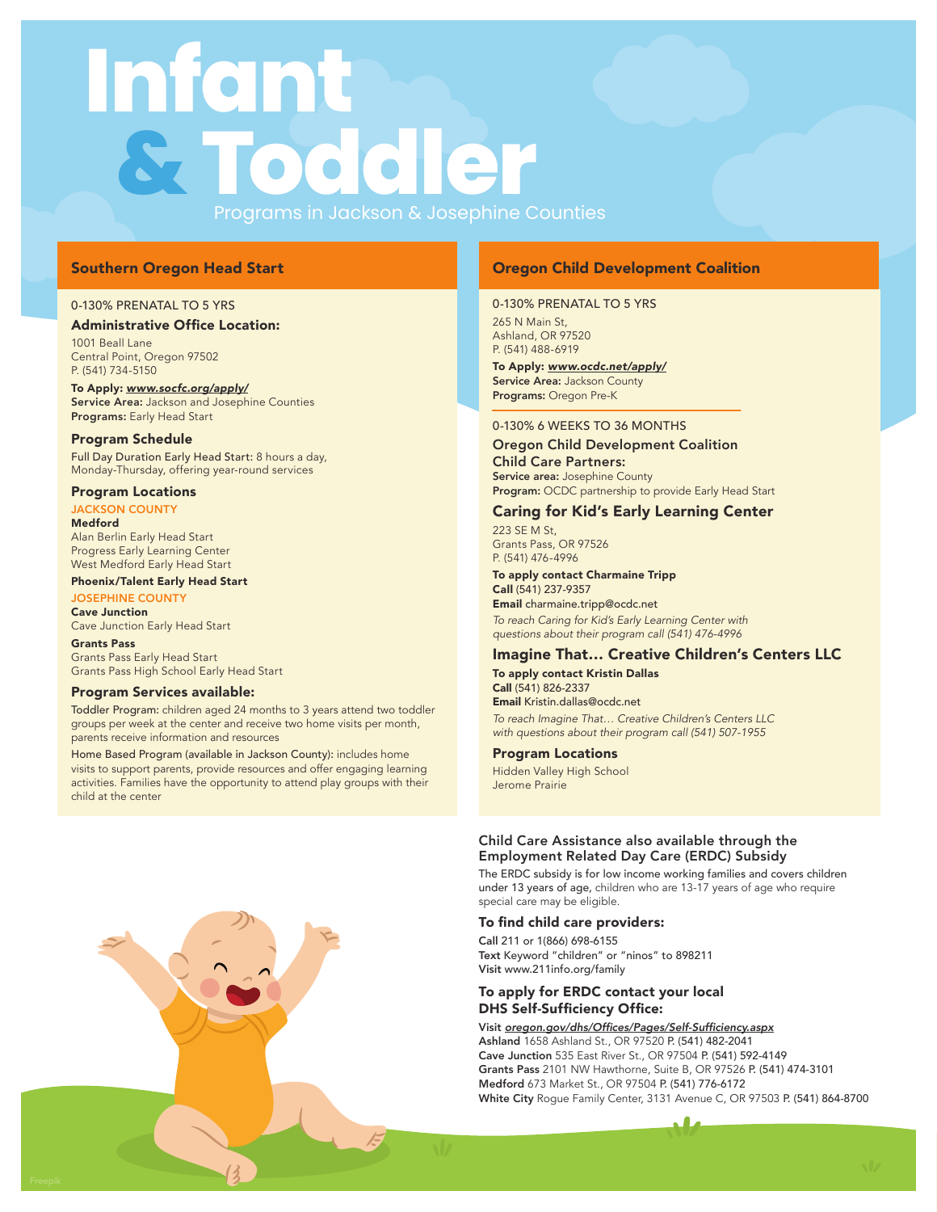# Infant & Toddler

Programs in Jackson & Josephine Counties

## Southern Oregon Head Start

0-130% PRENATAL TO 5 YRS

### Administrative Office Location:

1001 Beall Lane
Central Point, Oregon 97502
P. (541) 734-5150

**To Apply:** ***www.socfc.org/apply/***
**Service Area:** Jackson and Josephine Counties
**Programs:** Early Head Start

### Program Schedule

Full Day Duration Early Head Start: 8 hours a day, Monday-Thursday, offering year-round services

### Program Locations

JACKSON COUNTY

**Medford**
Alan Berlin Early Head Start
Progress Early Learning Center
West Medford Early Head Start

**Phoenix/Talent Early Head Start**

JOSEPHINE COUNTY

**Cave Junction**
Cave Junction Early Head Start

**Grants Pass**
Grants Pass Early Head Start
Grants Pass High School Early Head Start

### Program Services available:

Toddler Program: children aged 24 months to 3 years attend two toddler groups per week at the center and receive two home visits per month, parents receive information and resources

Home Based Program (available in Jackson County): includes home visits to support parents, provide resources and offer engaging learning activities. Families have the opportunity to attend play groups with their child at the center

## Oregon Child Development Coalition

0-130% PRENATAL TO 5 YRS

265 N Main St,
Ashland, OR 97520
P. (541) 488-6919

**To Apply:** ***www.ocdc.net/apply/***
**Service Area:** Jackson County
**Programs:** Oregon Pre-K

0-130% 6 WEEKS TO 36 MONTHS

### Oregon Child Development Coalition Child Care Partners:

**Service area:** Josephine County
**Program:** OCDC partnership to provide Early Head Start

### Caring for Kid's Early Learning Center

223 SE M St,
Grants Pass, OR 97526
P. (541) 476-4996

**To apply contact Charmaine Tripp**
**Call** (541) 237-9357
**Email** charmaine.tripp@ocdc.net

*To reach Caring for Kid's Early Learning Center with questions about their program call (541) 476-4996*

### Imagine That… Creative Children's Centers LLC

**To apply contact Kristin Dallas**
**Call** (541) 826-2337
**Email** Kristin.dallas@ocdc.net

*To reach Imagine That… Creative Children's Centers LLC with questions about their program call (541) 507-1955*

### Program Locations

Hidden Valley High School
Jerome Prairie

### Child Care Assistance also available through the Employment Related Day Care (ERDC) Subsidy

The ERDC subsidy is for low income working families and covers children under 13 years of age, children who are 13-17 years of age who require special care may be eligible.

### To find child care providers:

**Call** 211 or 1(866) 698-6155
**Text** Keyword "children" or "ninos" to 898211
**Visit** www.211info.org/family

### To apply for ERDC contact your local DHS Self-Sufficiency Office:

Visit ***oregon.gov/dhs/Offices/Pages/Self-Sufficiency.aspx***
**Ashland** 1658 Ashland St., OR 97520 P. (541) 482-2041
**Cave Junction** 535 East River St., OR 97504 P. (541) 592-4149
**Grants Pass** 2101 NW Hawthorne, Suite B, OR 97526 P. (541) 474-3101
**Medford** 673 Market St., OR 97504 P. (541) 776-6172
**White City** Rogue Family Center, 3131 Avenue C, OR 97503 P. (541) 864-8700